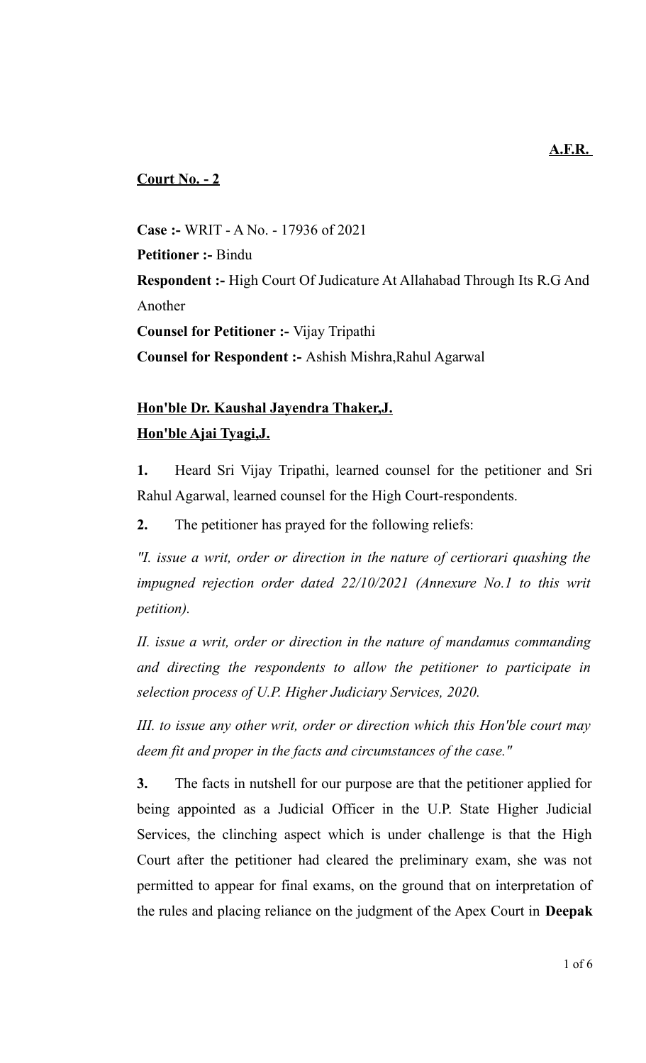**A.F.R.**

**Court No. - 2**

**Case :-** WRIT - A No. - 17936 of 2021

**Petitioner :-** Bindu

**Respondent :-** High Court Of Judicature At Allahabad Through Its R.G And Another

**Counsel for Petitioner :-** Vijay Tripathi

**Counsel for Respondent :-** Ashish Mishra,Rahul Agarwal

**Hon'ble Dr. Kaushal Jayendra Thaker,J.**

**Hon'ble Ajai Tyagi,J.**

**1.** Heard Sri Vijay Tripathi, learned counsel for the petitioner and Sri Rahul Agarwal, learned counsel for the High Court-respondents.

**2.** The petitioner has prayed for the following reliefs:

*"I. issue a writ, order or direction in the nature of certiorari quashing the impugned rejection order dated 22/10/2021 (Annexure No.1 to this writ petition).*

*II. issue a writ, order or direction in the nature of mandamus commanding and directing the respondents to allow the petitioner to participate in selection process of U.P. Higher Judiciary Services, 2020.*

*III. to issue any other writ, order or direction which this Hon'ble court may deem fit and proper in the facts and circumstances of the case."*

**3.** The facts in nutshell for our purpose are that the petitioner applied for being appointed as a Judicial Officer in the U.P. State Higher Judicial Services, the clinching aspect which is under challenge is that the High Court after the petitioner had cleared the preliminary exam, she was not permitted to appear for final exams, on the ground that on interpretation of the rules and placing reliance on the judgment of the Apex Court in **Deepak**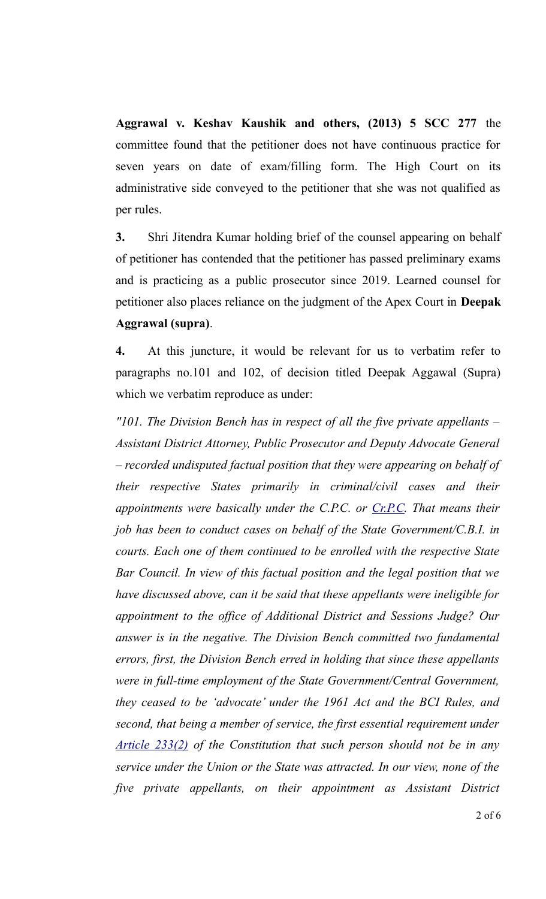**Aggrawal v. Keshav Kaushik and others, (2013) 5 SCC 277** the committee found that the petitioner does not have continuous practice for seven years on date of exam/filling form. The High Court on its administrative side conveyed to the petitioner that she was not qualified as per rules.

**3.** Shri Jitendra Kumar holding brief of the counsel appearing on behalf of petitioner has contended that the petitioner has passed preliminary exams and is practicing as a public prosecutor since 2019. Learned counsel for petitioner also places reliance on the judgment of the Apex Court in **Deepak Aggrawal (supra)**.

**4.** At this juncture, it would be relevant for us to verbatim refer to paragraphs no.101 and 102, of decision titled Deepak Aggawal (Supra) which we verbatim reproduce as under:

*"101. The Division Bench has in respect of all the five private appellants – Assistant District Attorney, Public Prosecutor and Deputy Advocate General – recorded undisputed factual position that they were appearing on behalf of their respective States primarily in criminal/civil cases and their appointments were basically under the C.P.C. or Cr.P.C. That means their job has been to conduct cases on behalf of the State Government/C.B.I. in courts. Each one of them continued to be enrolled with the respective State Bar Council. In view of this factual position and the legal position that we have discussed above, can it be said that these appellants were ineligible for appointment to the office of Additional District and Sessions Judge? Our answer is in the negative. The Division Bench committed two fundamental errors, first, the Division Bench erred in holding that since these appellants were in full-time employment of the State Government/Central Government, they ceased to be 'advocate' under the 1961 Act and the BCI Rules, and second, that being a member of service, the first essential requirement under Article 233(2) of the Constitution that such person should not be in any service under the Union or the State was attracted. In our view, none of the five private appellants, on their appointment as Assistant District*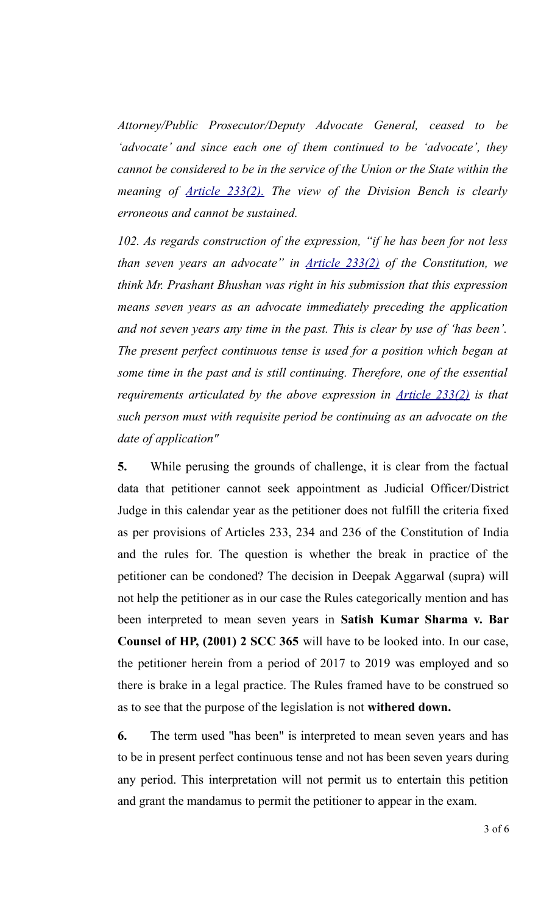*Attorney/Public Prosecutor/Deputy Advocate General, ceased to be 'advocate' and since each one of them continued to be 'advocate', they cannot be considered to be in the service of the Union or the State within the meaning of Article 233(2). The view of the Division Bench is clearly erroneous and cannot be sustained.*

*102. As regards construction of the expression, "if he has been for not less than seven years an advocate" in Article 233(2) of the Constitution, we think Mr. Prashant Bhushan was right in his submission that this expression means seven years as an advocate immediately preceding the application and not seven years any time in the past. This is clear by use of 'has been'. The present perfect continuous tense is used for a position which began at some time in the past and is still continuing. Therefore, one of the essential requirements articulated by the above expression in Article 233(2) is that such person must with requisite period be continuing as an advocate on the date of application"*

**5.** While perusing the grounds of challenge, it is clear from the factual data that petitioner cannot seek appointment as Judicial Officer/District Judge in this calendar year as the petitioner does not fulfill the criteria fixed as per provisions of Articles 233, 234 and 236 of the Constitution of India and the rules for. The question is whether the break in practice of the petitioner can be condoned? The decision in Deepak Aggarwal (supra) will not help the petitioner as in our case the Rules categorically mention and has been interpreted to mean seven years in **Satish Kumar Sharma v. Bar Counsel of HP, (2001) 2 SCC 365** will have to be looked into. In our case, the petitioner herein from a period of 2017 to 2019 was employed and so there is brake in a legal practice. The Rules framed have to be construed so as to see that the purpose of the legislation is not **withered down.**

**6.** The term used "has been" is interpreted to mean seven years and has to be in present perfect continuous tense and not has been seven years during any period. This interpretation will not permit us to entertain this petition and grant the mandamus to permit the petitioner to appear in the exam.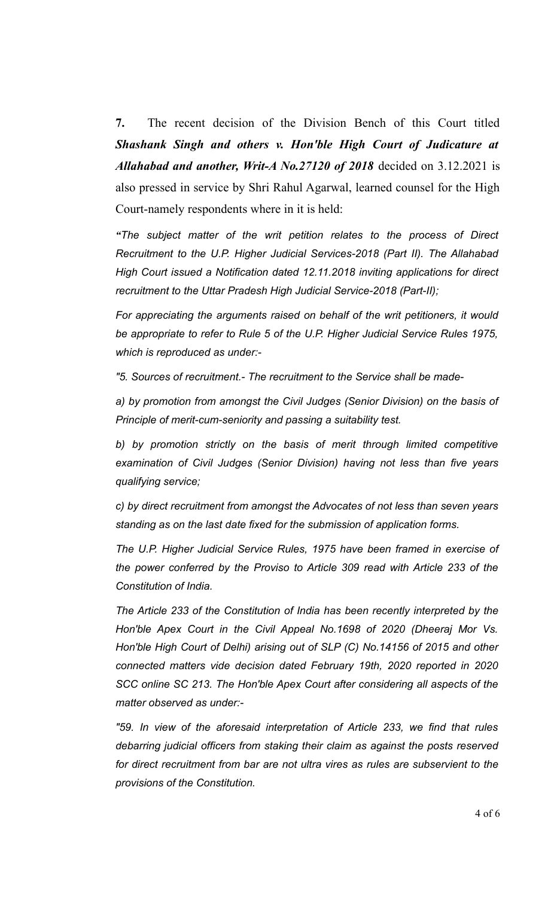**7.** The recent decision of the Division Bench of this Court titled ***Shashank Singh and others v. Hon'ble High Court of Judicature at Allahabad and another, Writ-A No.27120 of 2018*** decided on 3.12.2021 is also pressed in service by Shri Rahul Agarwal, learned counsel for the High Court-namely respondents where in it is held:

*"The subject matter of the writ petition relates to the process of Direct Recruitment to the U.P. Higher Judicial Services-2018 (Part II). The Allahabad High Court issued a Notification dated 12.11.2018 inviting applications for direct recruitment to the Uttar Pradesh High Judicial Service-2018 (Part-II);*

*For appreciating the arguments raised on behalf of the writ petitioners, it would be appropriate to refer to Rule 5 of the U.P. Higher Judicial Service Rules 1975, which is reproduced as under:-*

*"5. Sources of recruitment.- The recruitment to the Service shall be made-*

*a) by promotion from amongst the Civil Judges (Senior Division) on the basis of Principle of merit-cum-seniority and passing a suitability test.*

*b) by promotion strictly on the basis of merit through limited competitive examination of Civil Judges (Senior Division) having not less than five years qualifying service;*

*c) by direct recruitment from amongst the Advocates of not less than seven years standing as on the last date fixed for the submission of application forms.*

*The U.P. Higher Judicial Service Rules, 1975 have been framed in exercise of the power conferred by the Proviso to Article 309 read with Article 233 of the Constitution of India.*

*The Article 233 of the Constitution of India has been recently interpreted by the Hon'ble Apex Court in the Civil Appeal No.1698 of 2020 (Dheeraj Mor Vs. Hon'ble High Court of Delhi) arising out of SLP (C) No.14156 of 2015 and other connected matters vide decision dated February 19th, 2020 reported in 2020 SCC online SC 213. The Hon'ble Apex Court after considering all aspects of the matter observed as under:-*

*"59. In view of the aforesaid interpretation of Article 233, we find that rules debarring judicial officers from staking their claim as against the posts reserved for direct recruitment from bar are not ultra vires as rules are subservient to the provisions of the Constitution.*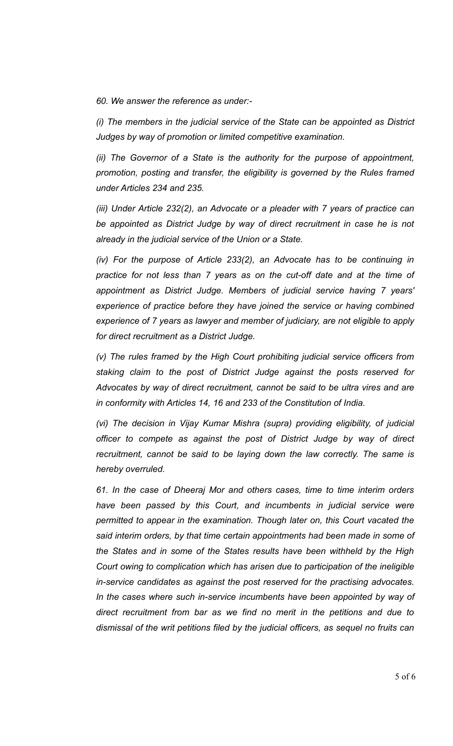*60. We answer the reference as under:-*

*(i) The members in the judicial service of the State can be appointed as District Judges by way of promotion or limited competitive examination.*

*(ii) The Governor of a State is the authority for the purpose of appointment, promotion, posting and transfer, the eligibility is governed by the Rules framed under Articles 234 and 235.*

*(iii) Under Article 232(2), an Advocate or a pleader with 7 years of practice can be appointed as District Judge by way of direct recruitment in case he is not already in the judicial service of the Union or a State.*

*(iv) For the purpose of Article 233(2), an Advocate has to be continuing in practice for not less than 7 years as on the cut-off date and at the time of appointment as District Judge. Members of judicial service having 7 years' experience of practice before they have joined the service or having combined experience of 7 years as lawyer and member of judiciary, are not eligible to apply for direct recruitment as a District Judge.*

*(v) The rules framed by the High Court prohibiting judicial service officers from staking claim to the post of District Judge against the posts reserved for Advocates by way of direct recruitment, cannot be said to be ultra vires and are in conformity with Articles 14, 16 and 233 of the Constitution of India.*

*(vi) The decision in Vijay Kumar Mishra (supra) providing eligibility, of judicial officer to compete as against the post of District Judge by way of direct recruitment, cannot be said to be laying down the law correctly. The same is hereby overruled.*

*61. In the case of Dheeraj Mor and others cases, time to time interim orders have been passed by this Court, and incumbents in judicial service were permitted to appear in the examination. Though later on, this Court vacated the said interim orders, by that time certain appointments had been made in some of the States and in some of the States results have been withheld by the High Court owing to complication which has arisen due to participation of the ineligible in-service candidates as against the post reserved for the practising advocates. In the cases where such in-service incumbents have been appointed by way of direct recruitment from bar as we find no merit in the petitions and due to dismissal of the writ petitions filed by the judicial officers, as sequel no fruits can*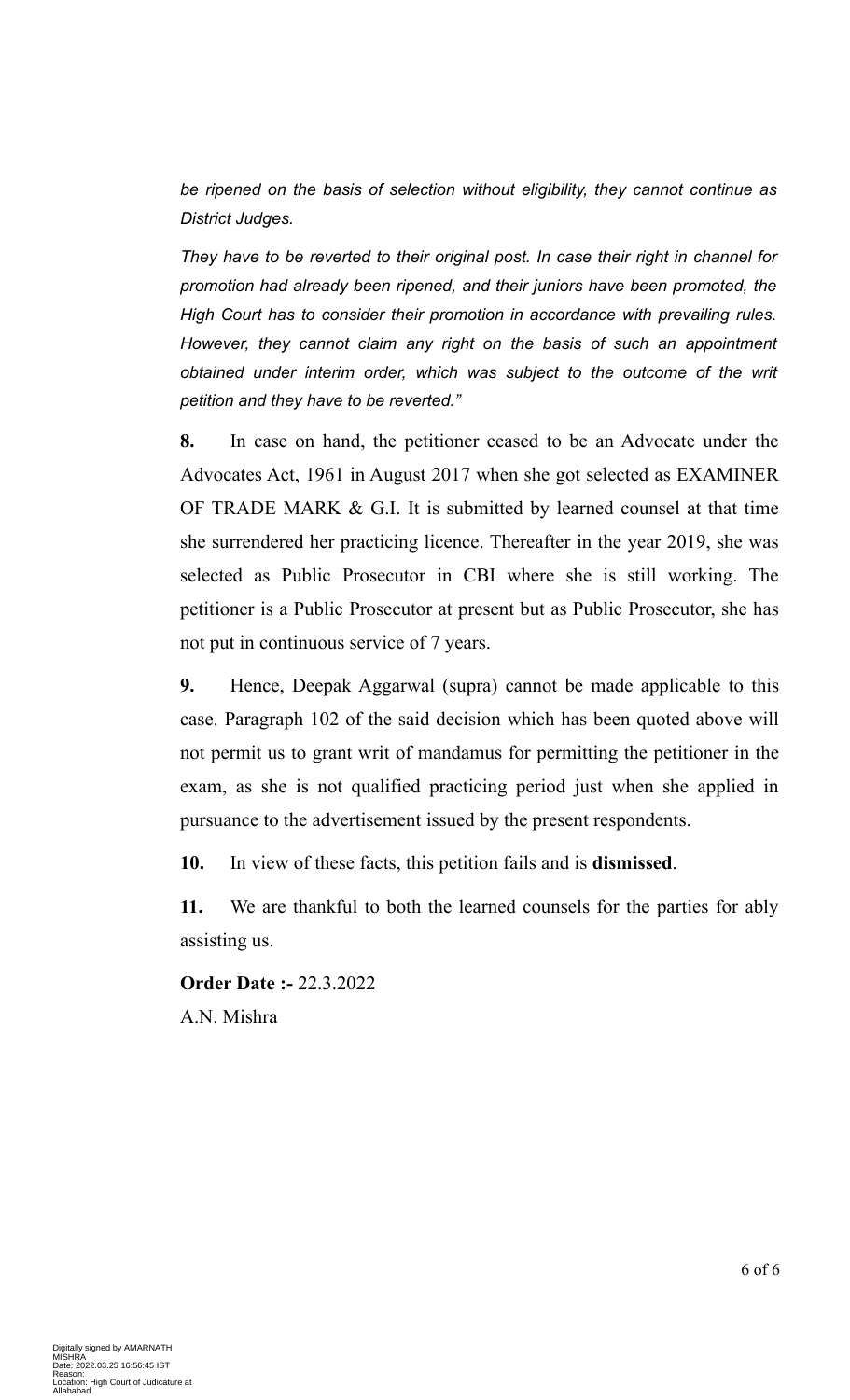*be ripened on the basis of selection without eligibility, they cannot continue as District Judges.*

*They have to be reverted to their original post. In case their right in channel for promotion had already been ripened, and their juniors have been promoted, the High Court has to consider their promotion in accordance with prevailing rules. However, they cannot claim any right on the basis of such an appointment obtained under interim order, which was subject to the outcome of the writ petition and they have to be reverted."*

**8.** In case on hand, the petitioner ceased to be an Advocate under the Advocates Act, 1961 in August 2017 when she got selected as EXAMINER OF TRADE MARK & G.I. It is submitted by learned counsel at that time she surrendered her practicing licence. Thereafter in the year 2019, she was selected as Public Prosecutor in CBI where she is still working. The petitioner is a Public Prosecutor at present but as Public Prosecutor, she has not put in continuous service of 7 years.

**9.** Hence, Deepak Aggarwal (supra) cannot be made applicable to this case. Paragraph 102 of the said decision which has been quoted above will not permit us to grant writ of mandamus for permitting the petitioner in the exam, as she is not qualified practicing period just when she applied in pursuance to the advertisement issued by the present respondents.

**10.** In view of these facts, this petition fails and is **dismissed**.

**11.** We are thankful to both the learned counsels for the parties for ably assisting us.

**Order Date :-** 22.3.2022

A.N. Mishra

Digitally signed by AMARNATH MISHRA
Date: 2022.03.25 16:56:45 IST
Reason:
Location: High Court of Judicature at Allahabad